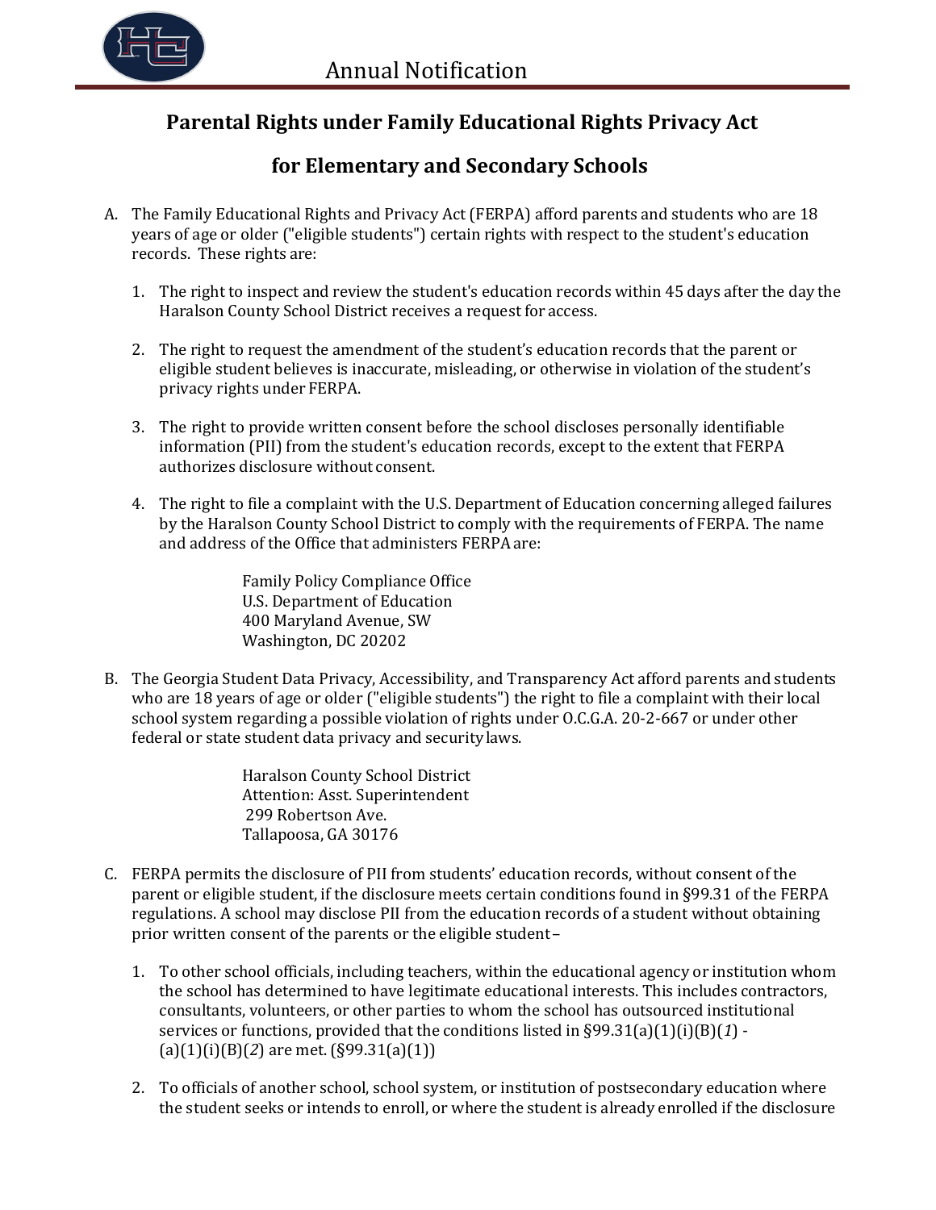# Annual Notification

## Parental Rights under Family Educational Rights Privacy Act

## for Elementary and Secondary Schools

A. The Family Educational Rights and Privacy Act (FERPA) afford parents and students who are 18 years of age or older ("eligible students") certain rights with respect to the student's education records. These rights are:

   1. The right to inspect and review the student's education records within 45 days after the day the Haralson County School District receives a request for access.

   2. The right to request the amendment of the student's education records that the parent or eligible student believes is inaccurate, misleading, or otherwise in violation of the student's privacy rights under FERPA.

   3. The right to provide written consent before the school discloses personally identifiable information (PII) from the student's education records, except to the extent that FERPA authorizes disclosure without consent.

   4. The right to file a complaint with the U.S. Department of Education concerning alleged failures by the Haralson County School District to comply with the requirements of FERPA. The name and address of the Office that administers FERPA are:

      Family Policy Compliance Office
      U.S. Department of Education
      400 Maryland Avenue, SW
      Washington, DC 20202

B. The Georgia Student Data Privacy, Accessibility, and Transparency Act afford parents and students who are 18 years of age or older ("eligible students") the right to file a complaint with their local school system regarding a possible violation of rights under O.C.G.A. 20-2-667 or under other federal or state student data privacy and security laws.

   Haralson County School District
   Attention: Asst. Superintendent
   299 Robertson Ave.
   Tallapoosa, GA 30176

C. FERPA permits the disclosure of PII from students' education records, without consent of the parent or eligible student, if the disclosure meets certain conditions found in §99.31 of the FERPA regulations. A school may disclose PII from the education records of a student without obtaining prior written consent of the parents or the eligible student –

   1. To other school officials, including teachers, within the educational agency or institution whom the school has determined to have legitimate educational interests. This includes contractors, consultants, volunteers, or other parties to whom the school has outsourced institutional services or functions, provided that the conditions listed in §99.31(a)(1)(i)(B)(*1*) - (a)(1)(i)(B)(*2*) are met. (§99.31(a)(1))

   2. To officials of another school, school system, or institution of postsecondary education where the student seeks or intends to enroll, or where the student is already enrolled if the disclosure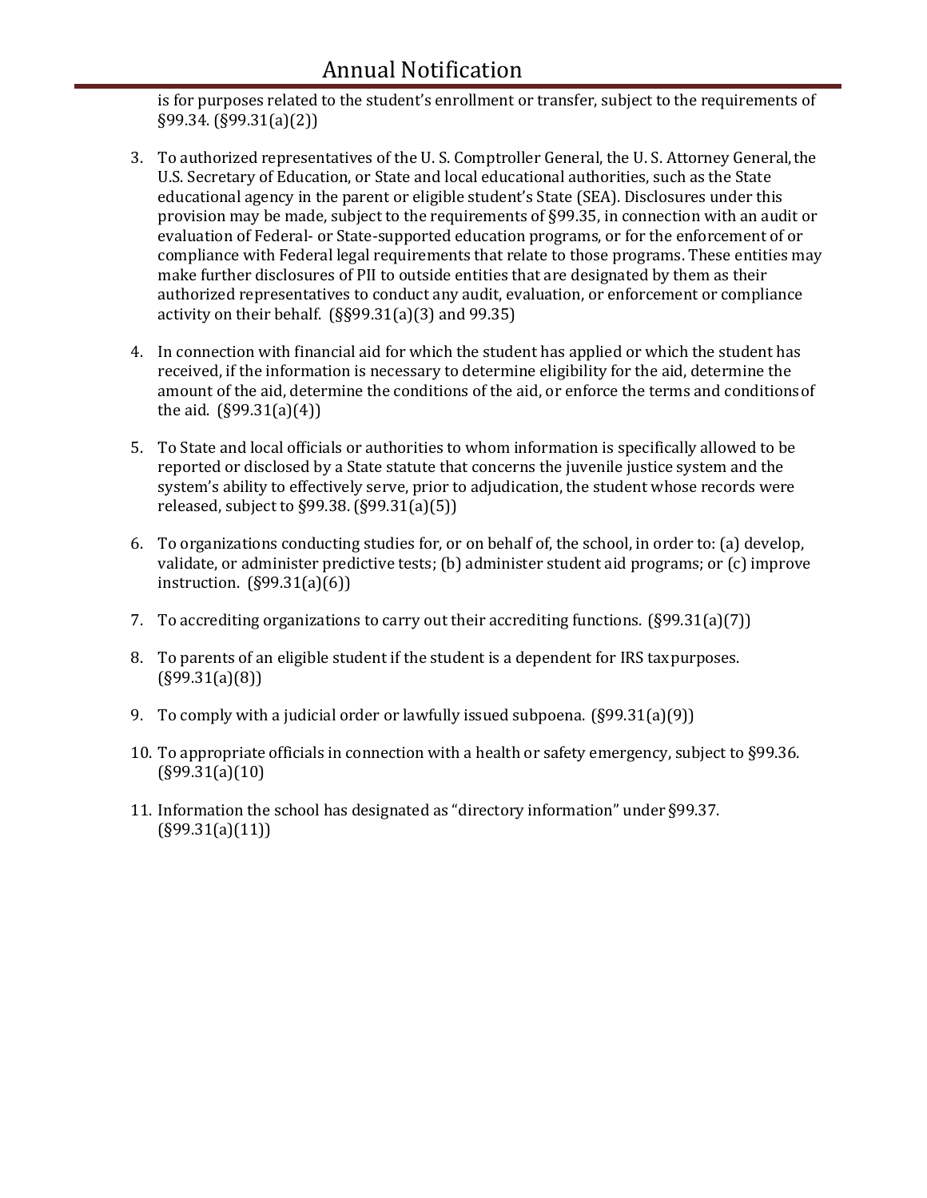is for purposes related to the student's enrollment or transfer, subject to the requirements of §99.34. (§99.31(a)(2))

3. To authorized representatives of the U. S. Comptroller General, the U. S. Attorney General, the U.S. Secretary of Education, or State and local educational authorities, such as the State educational agency in the parent or eligible student's State (SEA). Disclosures under this provision may be made, subject to the requirements of §99.35, in connection with an audit or evaluation of Federal- or State-supported education programs, or for the enforcement of or compliance with Federal legal requirements that relate to those programs. These entities may make further disclosures of PII to outside entities that are designated by them as their authorized representatives to conduct any audit, evaluation, or enforcement or compliance activity on their behalf. (§§99.31(a)(3) and 99.35)

4. In connection with financial aid for which the student has applied or which the student has received, if the information is necessary to determine eligibility for the aid, determine the amount of the aid, determine the conditions of the aid, or enforce the terms and conditions of the aid. (§99.31(a)(4))

5. To State and local officials or authorities to whom information is specifically allowed to be reported or disclosed by a State statute that concerns the juvenile justice system and the system's ability to effectively serve, prior to adjudication, the student whose records were released, subject to §99.38. (§99.31(a)(5))

6. To organizations conducting studies for, or on behalf of, the school, in order to: (a) develop, validate, or administer predictive tests; (b) administer student aid programs; or (c) improve instruction. (§99.31(a)(6))

7. To accrediting organizations to carry out their accrediting functions. (§99.31(a)(7))

8. To parents of an eligible student if the student is a dependent for IRS tax purposes. (§99.31(a)(8))

9. To comply with a judicial order or lawfully issued subpoena. (§99.31(a)(9))

10. To appropriate officials in connection with a health or safety emergency, subject to §99.36. (§99.31(a)(10)

11. Information the school has designated as "directory information" under §99.37. (§99.31(a)(11))